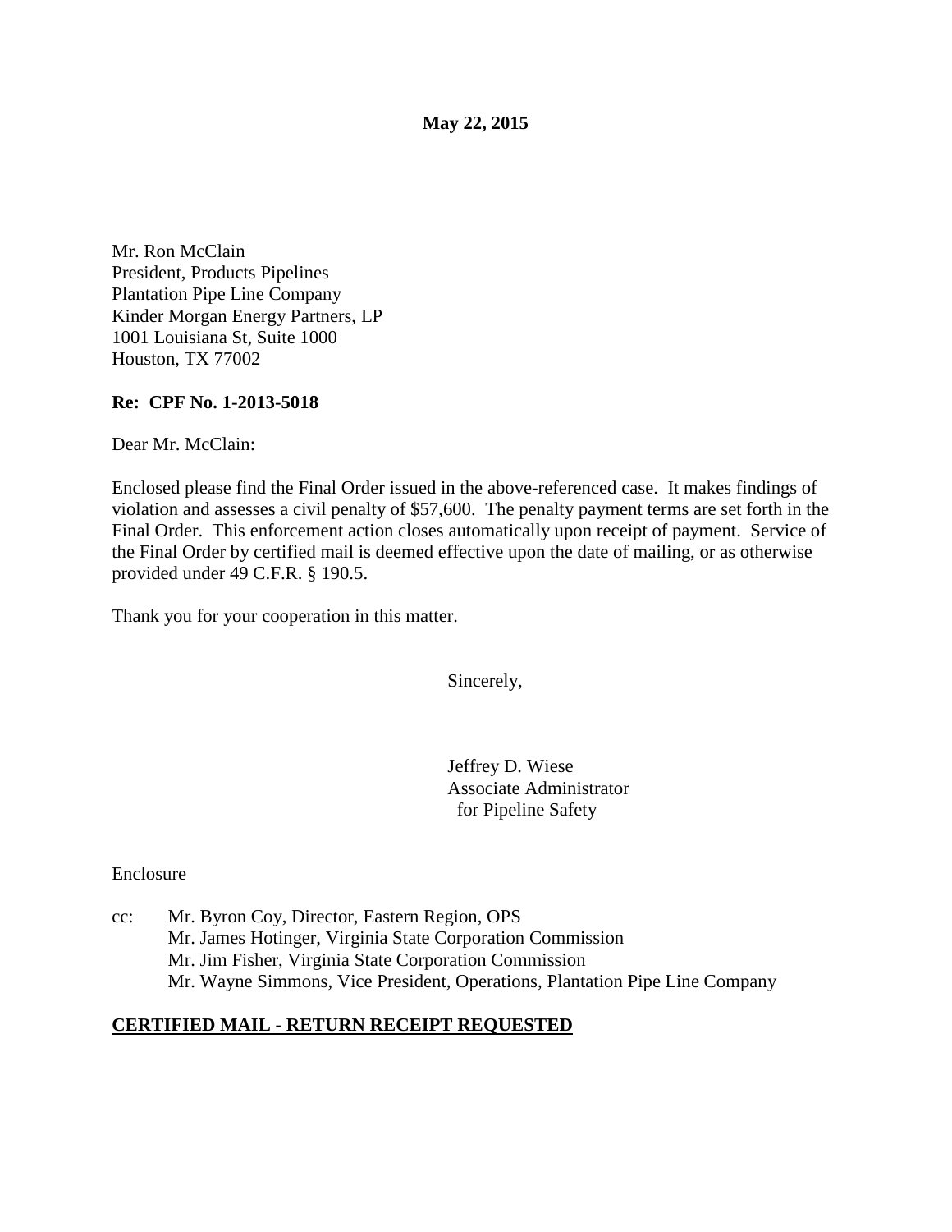**May 22, 2015**

Mr. Ron McClain
President, Products Pipelines
Plantation Pipe Line Company
Kinder Morgan Energy Partners, LP
1001 Louisiana St, Suite 1000
Houston, TX 77002

**Re: CPF No. 1-2013-5018**

Dear Mr. McClain:

Enclosed please find the Final Order issued in the above-referenced case. It makes findings of violation and assesses a civil penalty of $57,600. The penalty payment terms are set forth in the Final Order. This enforcement action closes automatically upon receipt of payment. Service of the Final Order by certified mail is deemed effective upon the date of mailing, or as otherwise provided under 49 C.F.R. § 190.5.

Thank you for your cooperation in this matter.

Sincerely,

Jeffrey D. Wiese
Associate Administrator
for Pipeline Safety

Enclosure

cc: Mr. Byron Coy, Director, Eastern Region, OPS
Mr. James Hotinger, Virginia State Corporation Commission
Mr. Jim Fisher, Virginia State Corporation Commission
Mr. Wayne Simmons, Vice President, Operations, Plantation Pipe Line Company

**CERTIFIED MAIL - RETURN RECEIPT REQUESTED**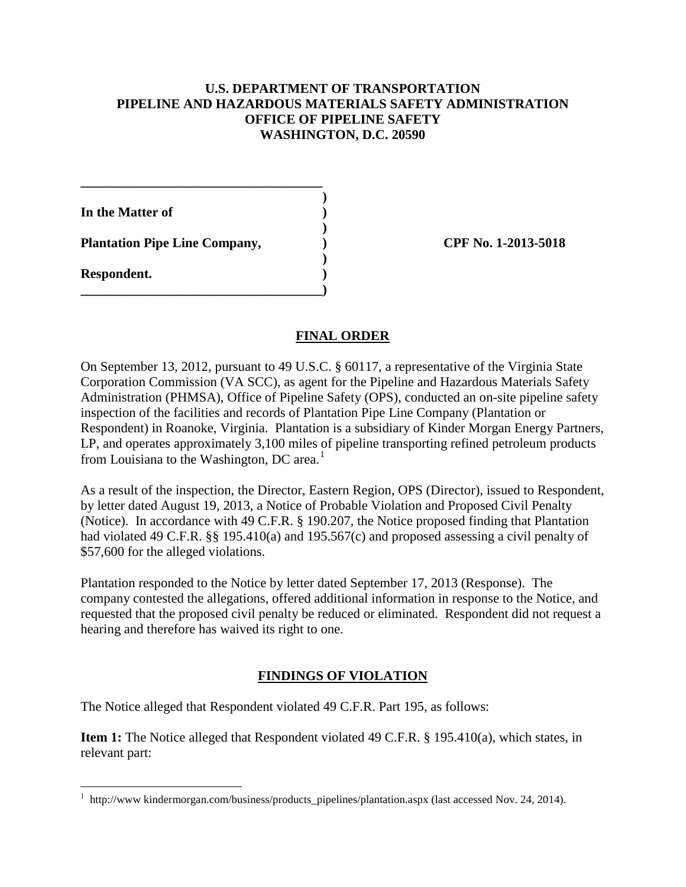**U.S. DEPARTMENT OF TRANSPORTATION**
**PIPELINE AND HAZARDOUS MATERIALS SAFETY ADMINISTRATION**
**OFFICE OF PIPELINE SAFETY**
**WASHINGTON, D.C. 20590**

| | |
|---|---|
| **In the Matter of** | |
| **Plantation Pipe Line Company,** | **CPF No. 1-2013-5018** |
| **Respondent.** | |

## FINAL ORDER

On September 13, 2012, pursuant to 49 U.S.C. § 60117, a representative of the Virginia State Corporation Commission (VA SCC), as agent for the Pipeline and Hazardous Materials Safety Administration (PHMSA), Office of Pipeline Safety (OPS), conducted an on-site pipeline safety inspection of the facilities and records of Plantation Pipe Line Company (Plantation or Respondent) in Roanoke, Virginia. Plantation is a subsidiary of Kinder Morgan Energy Partners, LP, and operates approximately 3,100 miles of pipeline transporting refined petroleum products from Louisiana to the Washington, DC area.[1]

As a result of the inspection, the Director, Eastern Region, OPS (Director), issued to Respondent, by letter dated August 19, 2013, a Notice of Probable Violation and Proposed Civil Penalty (Notice). In accordance with 49 C.F.R. § 190.207, the Notice proposed finding that Plantation had violated 49 C.F.R. §§ 195.410(a) and 195.567(c) and proposed assessing a civil penalty of $57,600 for the alleged violations.

Plantation responded to the Notice by letter dated September 17, 2013 (Response). The company contested the allegations, offered additional information in response to the Notice, and requested that the proposed civil penalty be reduced or eliminated. Respondent did not request a hearing and therefore has waived its right to one.

## FINDINGS OF VIOLATION

The Notice alleged that Respondent violated 49 C.F.R. Part 195, as follows:

**Item 1:** The Notice alleged that Respondent violated 49 C.F.R. § 195.410(a), which states, in relevant part:

---

[1] http://www kindermorgan.com/business/products_pipelines/plantation.aspx (last accessed Nov. 24, 2014).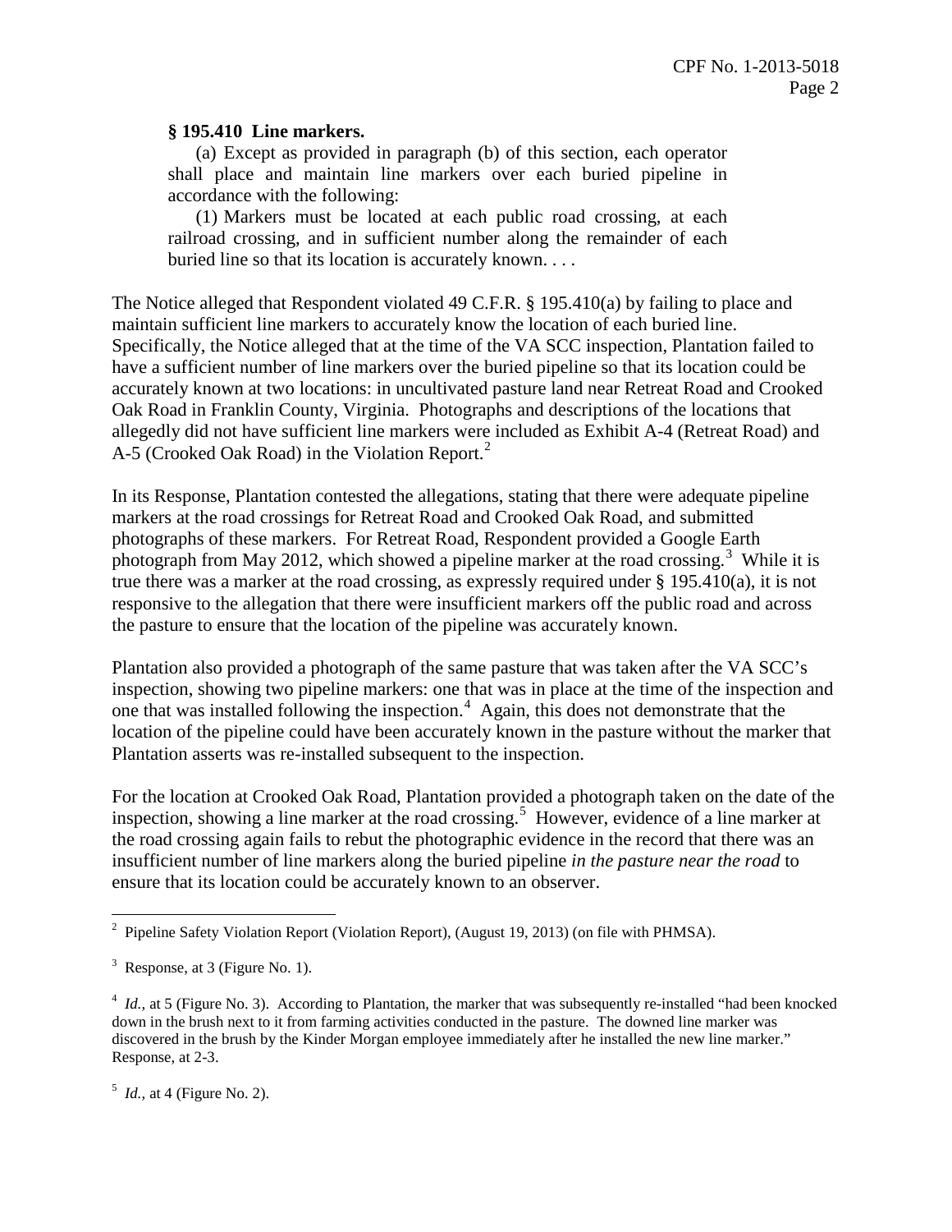**§ 195.410 Line markers.**

(a) Except as provided in paragraph (b) of this section, each operator shall place and maintain line markers over each buried pipeline in accordance with the following:

(1) Markers must be located at each public road crossing, at each railroad crossing, and in sufficient number along the remainder of each buried line so that its location is accurately known. . . .

The Notice alleged that Respondent violated 49 C.F.R. § 195.410(a) by failing to place and maintain sufficient line markers to accurately know the location of each buried line. Specifically, the Notice alleged that at the time of the VA SCC inspection, Plantation failed to have a sufficient number of line markers over the buried pipeline so that its location could be accurately known at two locations: in uncultivated pasture land near Retreat Road and Crooked Oak Road in Franklin County, Virginia. Photographs and descriptions of the locations that allegedly did not have sufficient line markers were included as Exhibit A-4 (Retreat Road) and A-5 (Crooked Oak Road) in the Violation Report.[2]

In its Response, Plantation contested the allegations, stating that there were adequate pipeline markers at the road crossings for Retreat Road and Crooked Oak Road, and submitted photographs of these markers. For Retreat Road, Respondent provided a Google Earth photograph from May 2012, which showed a pipeline marker at the road crossing.[3] While it is true there was a marker at the road crossing, as expressly required under § 195.410(a), it is not responsive to the allegation that there were insufficient markers off the public road and across the pasture to ensure that the location of the pipeline was accurately known.

Plantation also provided a photograph of the same pasture that was taken after the VA SCC's inspection, showing two pipeline markers: one that was in place at the time of the inspection and one that was installed following the inspection.[4] Again, this does not demonstrate that the location of the pipeline could have been accurately known in the pasture without the marker that Plantation asserts was re-installed subsequent to the inspection.

For the location at Crooked Oak Road, Plantation provided a photograph taken on the date of the inspection, showing a line marker at the road crossing.[5] However, evidence of a line marker at the road crossing again fails to rebut the photographic evidence in the record that there was an insufficient number of line markers along the buried pipeline *in the pasture near the road* to ensure that its location could be accurately known to an observer.

---

[2] Pipeline Safety Violation Report (Violation Report), (August 19, 2013) (on file with PHMSA).

[3] Response, at 3 (Figure No. 1).

[4] *Id.,* at 5 (Figure No. 3). According to Plantation, the marker that was subsequently re-installed "had been knocked down in the brush next to it from farming activities conducted in the pasture. The downed line marker was discovered in the brush by the Kinder Morgan employee immediately after he installed the new line marker." Response, at 2-3.

[5] *Id.,* at 4 (Figure No. 2).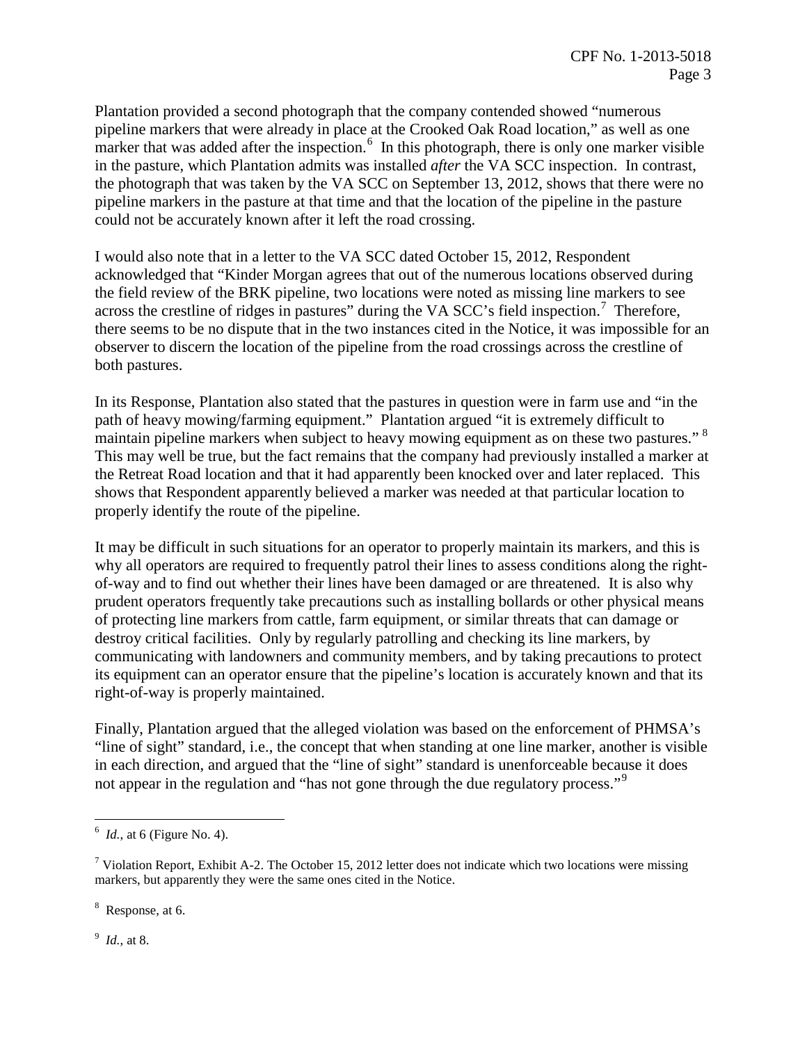Plantation provided a second photograph that the company contended showed "numerous pipeline markers that were already in place at the Crooked Oak Road location," as well as one marker that was added after the inspection.[6] In this photograph, there is only one marker visible in the pasture, which Plantation admits was installed *after* the VA SCC inspection. In contrast, the photograph that was taken by the VA SCC on September 13, 2012, shows that there were no pipeline markers in the pasture at that time and that the location of the pipeline in the pasture could not be accurately known after it left the road crossing.

I would also note that in a letter to the VA SCC dated October 15, 2012, Respondent acknowledged that "Kinder Morgan agrees that out of the numerous locations observed during the field review of the BRK pipeline, two locations were noted as missing line markers to see across the crestline of ridges in pastures" during the VA SCC's field inspection.[7] Therefore, there seems to be no dispute that in the two instances cited in the Notice, it was impossible for an observer to discern the location of the pipeline from the road crossings across the crestline of both pastures.

In its Response, Plantation also stated that the pastures in question were in farm use and "in the path of heavy mowing/farming equipment." Plantation argued "it is extremely difficult to maintain pipeline markers when subject to heavy mowing equipment as on these two pastures."[8] This may well be true, but the fact remains that the company had previously installed a marker at the Retreat Road location and that it had apparently been knocked over and later replaced. This shows that Respondent apparently believed a marker was needed at that particular location to properly identify the route of the pipeline.

It may be difficult in such situations for an operator to properly maintain its markers, and this is why all operators are required to frequently patrol their lines to assess conditions along the right-of-way and to find out whether their lines have been damaged or are threatened. It is also why prudent operators frequently take precautions such as installing bollards or other physical means of protecting line markers from cattle, farm equipment, or similar threats that can damage or destroy critical facilities. Only by regularly patrolling and checking its line markers, by communicating with landowners and community members, and by taking precautions to protect its equipment can an operator ensure that the pipeline's location is accurately known and that its right-of-way is properly maintained.

Finally, Plantation argued that the alleged violation was based on the enforcement of PHMSA's "line of sight" standard, i.e., the concept that when standing at one line marker, another is visible in each direction, and argued that the "line of sight" standard is unenforceable because it does not appear in the regulation and "has not gone through the due regulatory process."[9]

---

[6] *Id.*, at 6 (Figure No. 4).

[7] Violation Report, Exhibit A-2. The October 15, 2012 letter does not indicate which two locations were missing markers, but apparently they were the same ones cited in the Notice.

[8] Response, at 6.

[9] *Id.*, at 8.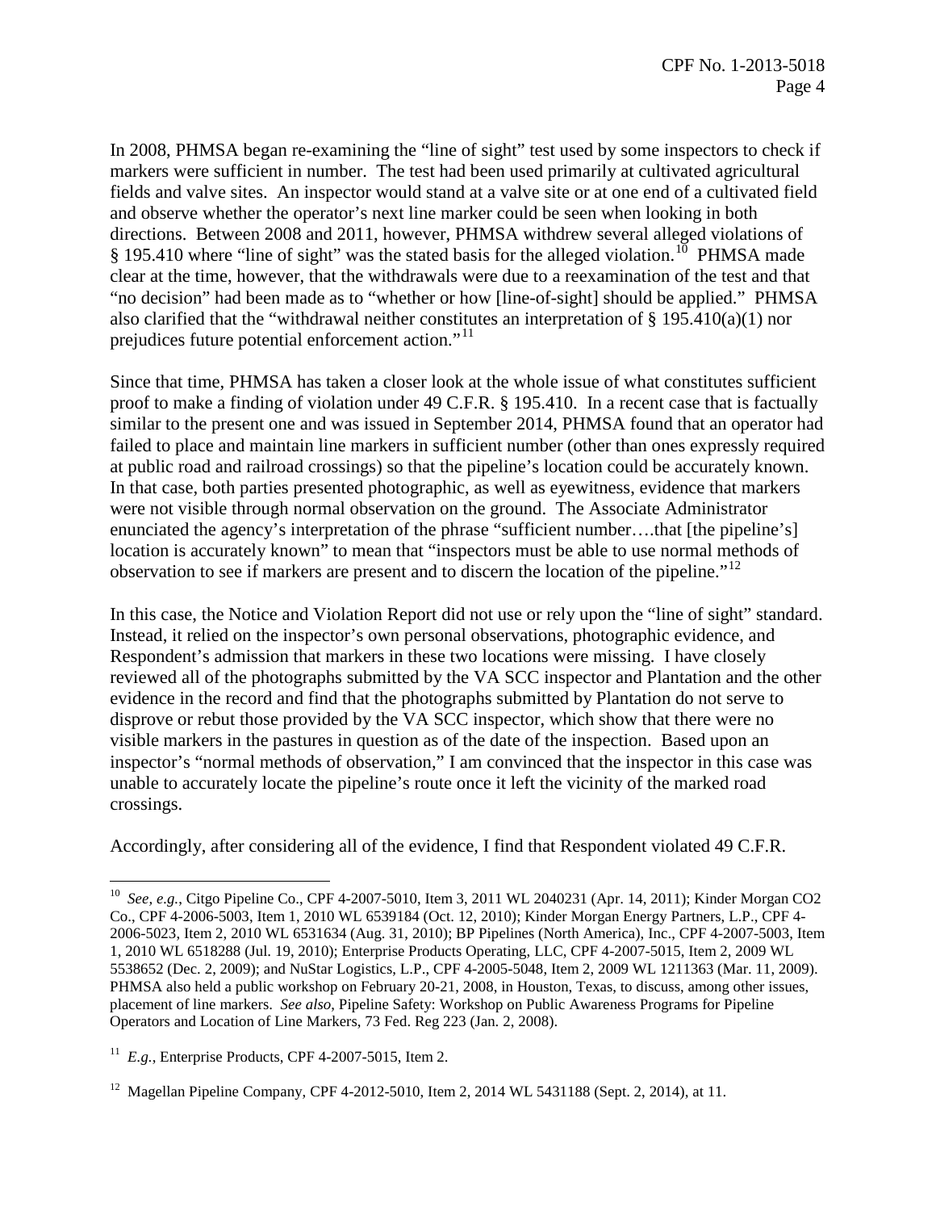In 2008, PHMSA began re-examining the "line of sight" test used by some inspectors to check if markers were sufficient in number. The test had been used primarily at cultivated agricultural fields and valve sites. An inspector would stand at a valve site or at one end of a cultivated field and observe whether the operator's next line marker could be seen when looking in both directions. Between 2008 and 2011, however, PHMSA withdrew several alleged violations of § 195.410 where "line of sight" was the stated basis for the alleged violation.[10] PHMSA made clear at the time, however, that the withdrawals were due to a reexamination of the test and that "no decision" had been made as to "whether or how [line-of-sight] should be applied." PHMSA also clarified that the "withdrawal neither constitutes an interpretation of § 195.410(a)(1) nor prejudices future potential enforcement action."[11]

Since that time, PHMSA has taken a closer look at the whole issue of what constitutes sufficient proof to make a finding of violation under 49 C.F.R. § 195.410. In a recent case that is factually similar to the present one and was issued in September 2014, PHMSA found that an operator had failed to place and maintain line markers in sufficient number (other than ones expressly required at public road and railroad crossings) so that the pipeline's location could be accurately known. In that case, both parties presented photographic, as well as eyewitness, evidence that markers were not visible through normal observation on the ground. The Associate Administrator enunciated the agency's interpretation of the phrase "sufficient number….that [the pipeline's] location is accurately known" to mean that "inspectors must be able to use normal methods of observation to see if markers are present and to discern the location of the pipeline."[12]

In this case, the Notice and Violation Report did not use or rely upon the "line of sight" standard. Instead, it relied on the inspector's own personal observations, photographic evidence, and Respondent's admission that markers in these two locations were missing. I have closely reviewed all of the photographs submitted by the VA SCC inspector and Plantation and the other evidence in the record and find that the photographs submitted by Plantation do not serve to disprove or rebut those provided by the VA SCC inspector, which show that there were no visible markers in the pastures in question as of the date of the inspection. Based upon an inspector's "normal methods of observation," I am convinced that the inspector in this case was unable to accurately locate the pipeline's route once it left the vicinity of the marked road crossings.

Accordingly, after considering all of the evidence, I find that Respondent violated 49 C.F.R.

---

[10] *See, e.g.*, Citgo Pipeline Co., CPF 4-2007-5010, Item 3, 2011 WL 2040231 (Apr. 14, 2011); Kinder Morgan CO2 Co., CPF 4-2006-5003, Item 1, 2010 WL 6539184 (Oct. 12, 2010); Kinder Morgan Energy Partners, L.P., CPF 4-2006-5023, Item 2, 2010 WL 6531634 (Aug. 31, 2010); BP Pipelines (North America), Inc., CPF 4-2007-5003, Item 1, 2010 WL 6518288 (Jul. 19, 2010); Enterprise Products Operating, LLC, CPF 4-2007-5015, Item 2, 2009 WL 5538652 (Dec. 2, 2009); and NuStar Logistics, L.P., CPF 4-2005-5048, Item 2, 2009 WL 1211363 (Mar. 11, 2009). PHMSA also held a public workshop on February 20-21, 2008, in Houston, Texas, to discuss, among other issues, placement of line markers. *See also*, Pipeline Safety: Workshop on Public Awareness Programs for Pipeline Operators and Location of Line Markers, 73 Fed. Reg 223 (Jan. 2, 2008).

[11] *E.g.*, Enterprise Products, CPF 4-2007-5015, Item 2.

[12] Magellan Pipeline Company, CPF 4-2012-5010, Item 2, 2014 WL 5431188 (Sept. 2, 2014), at 11.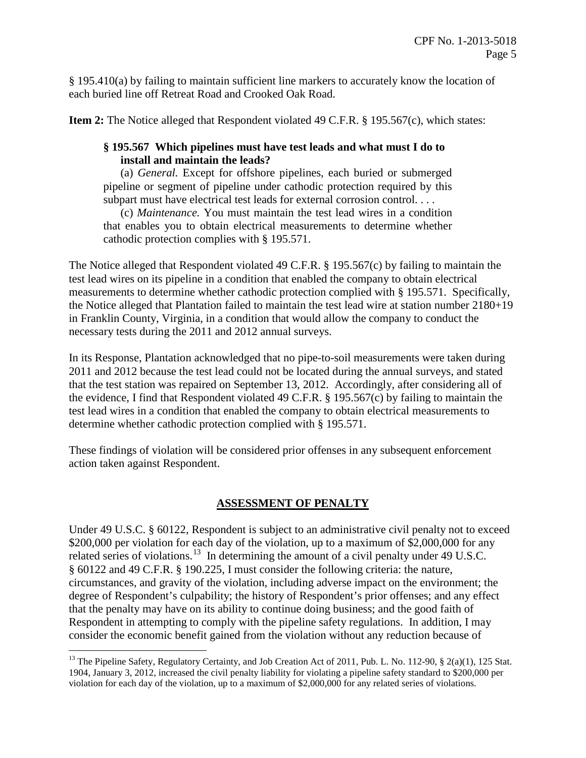§ 195.410(a) by failing to maintain sufficient line markers to accurately know the location of each buried line off Retreat Road and Crooked Oak Road.

**Item 2:** The Notice alleged that Respondent violated 49 C.F.R. § 195.567(c), which states:

> **§ 195.567 Which pipelines must have test leads and what must I do to install and maintain the leads?**
>
> (a) *General.* Except for offshore pipelines, each buried or submerged pipeline or segment of pipeline under cathodic protection required by this subpart must have electrical test leads for external corrosion control. . . .
>
> (c) *Maintenance.* You must maintain the test lead wires in a condition that enables you to obtain electrical measurements to determine whether cathodic protection complies with § 195.571.

The Notice alleged that Respondent violated 49 C.F.R. § 195.567(c) by failing to maintain the test lead wires on its pipeline in a condition that enabled the company to obtain electrical measurements to determine whether cathodic protection complied with § 195.571. Specifically, the Notice alleged that Plantation failed to maintain the test lead wire at station number 2180+19 in Franklin County, Virginia, in a condition that would allow the company to conduct the necessary tests during the 2011 and 2012 annual surveys.

In its Response, Plantation acknowledged that no pipe-to-soil measurements were taken during 2011 and 2012 because the test lead could not be located during the annual surveys, and stated that the test station was repaired on September 13, 2012. Accordingly, after considering all of the evidence, I find that Respondent violated 49 C.F.R. § 195.567(c) by failing to maintain the test lead wires in a condition that enabled the company to obtain electrical measurements to determine whether cathodic protection complied with § 195.571.

These findings of violation will be considered prior offenses in any subsequent enforcement action taken against Respondent.

## ASSESSMENT OF PENALTY

Under 49 U.S.C. § 60122, Respondent is subject to an administrative civil penalty not to exceed \$200,000 per violation for each day of the violation, up to a maximum of \$2,000,000 for any related series of violations.[13] In determining the amount of a civil penalty under 49 U.S.C. § 60122 and 49 C.F.R. § 190.225, I must consider the following criteria: the nature, circumstances, and gravity of the violation, including adverse impact on the environment; the degree of Respondent's culpability; the history of Respondent's prior offenses; and any effect that the penalty may have on its ability to continue doing business; and the good faith of Respondent in attempting to comply with the pipeline safety regulations. In addition, I may consider the economic benefit gained from the violation without any reduction because of

[13] The Pipeline Safety, Regulatory Certainty, and Job Creation Act of 2011, Pub. L. No. 112-90, § 2(a)(1), 125 Stat. 1904, January 3, 2012, increased the civil penalty liability for violating a pipeline safety standard to \$200,000 per violation for each day of the violation, up to a maximum of \$2,000,000 for any related series of violations.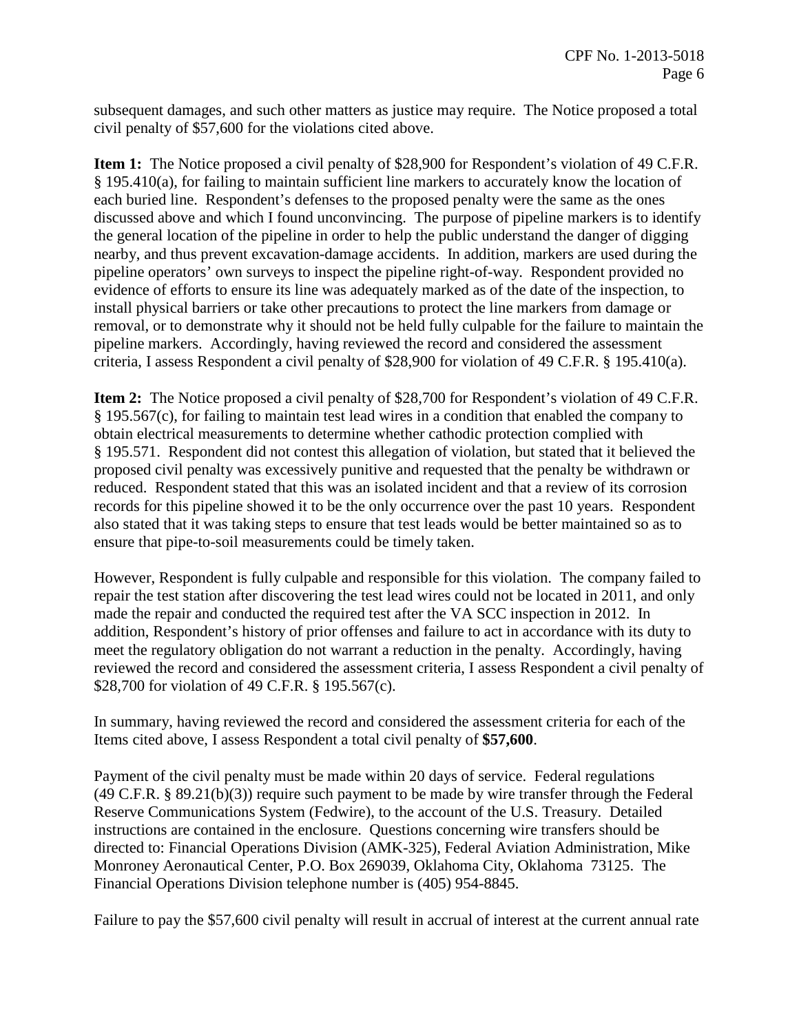subsequent damages, and such other matters as justice may require. The Notice proposed a total civil penalty of $57,600 for the violations cited above.

**Item 1:** The Notice proposed a civil penalty of $28,900 for Respondent's violation of 49 C.F.R. § 195.410(a), for failing to maintain sufficient line markers to accurately know the location of each buried line. Respondent's defenses to the proposed penalty were the same as the ones discussed above and which I found unconvincing. The purpose of pipeline markers is to identify the general location of the pipeline in order to help the public understand the danger of digging nearby, and thus prevent excavation-damage accidents. In addition, markers are used during the pipeline operators' own surveys to inspect the pipeline right-of-way. Respondent provided no evidence of efforts to ensure its line was adequately marked as of the date of the inspection, to install physical barriers or take other precautions to protect the line markers from damage or removal, or to demonstrate why it should not be held fully culpable for the failure to maintain the pipeline markers. Accordingly, having reviewed the record and considered the assessment criteria, I assess Respondent a civil penalty of $28,900 for violation of 49 C.F.R. § 195.410(a).

**Item 2:** The Notice proposed a civil penalty of $28,700 for Respondent's violation of 49 C.F.R. § 195.567(c), for failing to maintain test lead wires in a condition that enabled the company to obtain electrical measurements to determine whether cathodic protection complied with § 195.571. Respondent did not contest this allegation of violation, but stated that it believed the proposed civil penalty was excessively punitive and requested that the penalty be withdrawn or reduced. Respondent stated that this was an isolated incident and that a review of its corrosion records for this pipeline showed it to be the only occurrence over the past 10 years. Respondent also stated that it was taking steps to ensure that test leads would be better maintained so as to ensure that pipe-to-soil measurements could be timely taken.

However, Respondent is fully culpable and responsible for this violation. The company failed to repair the test station after discovering the test lead wires could not be located in 2011, and only made the repair and conducted the required test after the VA SCC inspection in 2012. In addition, Respondent's history of prior offenses and failure to act in accordance with its duty to meet the regulatory obligation do not warrant a reduction in the penalty. Accordingly, having reviewed the record and considered the assessment criteria, I assess Respondent a civil penalty of $28,700 for violation of 49 C.F.R. § 195.567(c).

In summary, having reviewed the record and considered the assessment criteria for each of the Items cited above, I assess Respondent a total civil penalty of **$57,600**.

Payment of the civil penalty must be made within 20 days of service. Federal regulations (49 C.F.R. § 89.21(b)(3)) require such payment to be made by wire transfer through the Federal Reserve Communications System (Fedwire), to the account of the U.S. Treasury. Detailed instructions are contained in the enclosure. Questions concerning wire transfers should be directed to: Financial Operations Division (AMK-325), Federal Aviation Administration, Mike Monroney Aeronautical Center, P.O. Box 269039, Oklahoma City, Oklahoma 73125. The Financial Operations Division telephone number is (405) 954-8845.

Failure to pay the $57,600 civil penalty will result in accrual of interest at the current annual rate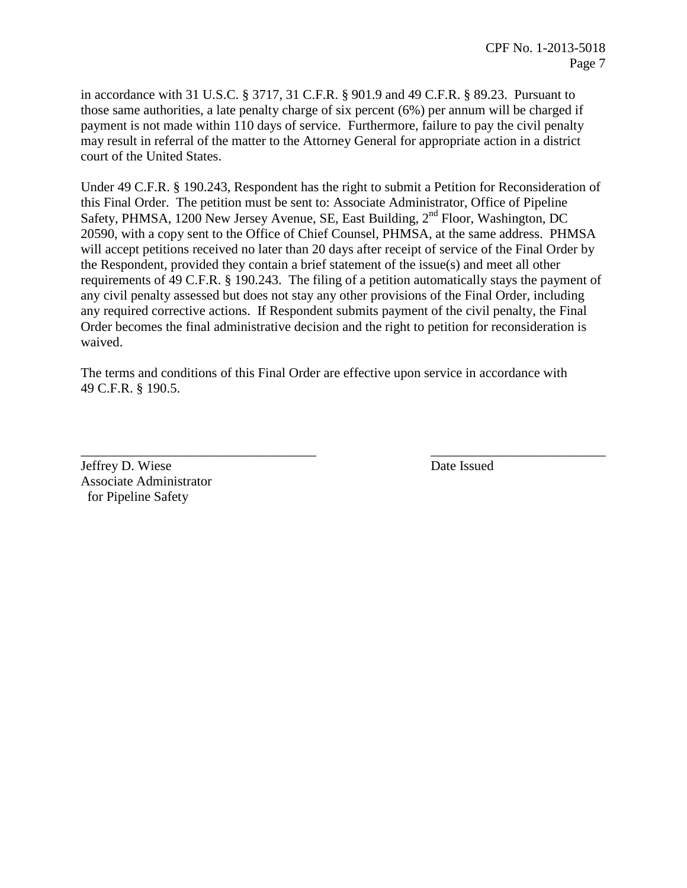in accordance with 31 U.S.C. § 3717, 31 C.F.R. § 901.9 and 49 C.F.R. § 89.23. Pursuant to those same authorities, a late penalty charge of six percent (6%) per annum will be charged if payment is not made within 110 days of service. Furthermore, failure to pay the civil penalty may result in referral of the matter to the Attorney General for appropriate action in a district court of the United States.

Under 49 C.F.R. § 190.243, Respondent has the right to submit a Petition for Reconsideration of this Final Order. The petition must be sent to: Associate Administrator, Office of Pipeline Safety, PHMSA, 1200 New Jersey Avenue, SE, East Building, 2nd Floor, Washington, DC 20590, with a copy sent to the Office of Chief Counsel, PHMSA, at the same address. PHMSA will accept petitions received no later than 20 days after receipt of service of the Final Order by the Respondent, provided they contain a brief statement of the issue(s) and meet all other requirements of 49 C.F.R. § 190.243. The filing of a petition automatically stays the payment of any civil penalty assessed but does not stay any other provisions of the Final Order, including any required corrective actions. If Respondent submits payment of the civil penalty, the Final Order becomes the final administrative decision and the right to petition for reconsideration is waived.

The terms and conditions of this Final Order are effective upon service in accordance with 49 C.F.R. § 190.5.

\_\_\_\_\_\_\_\_\_\_\_\_\_\_\_\_\_\_\_\_\_\_\_\_\_\_\_\_\_\_\_\_\_\_\_
Jeffrey D. Wiese
Associate Administrator
for Pipeline Safety

\_\_\_\_\_\_\_\_\_\_\_\_\_\_\_\_\_\_\_\_\_\_\_\_\_\_
Date Issued